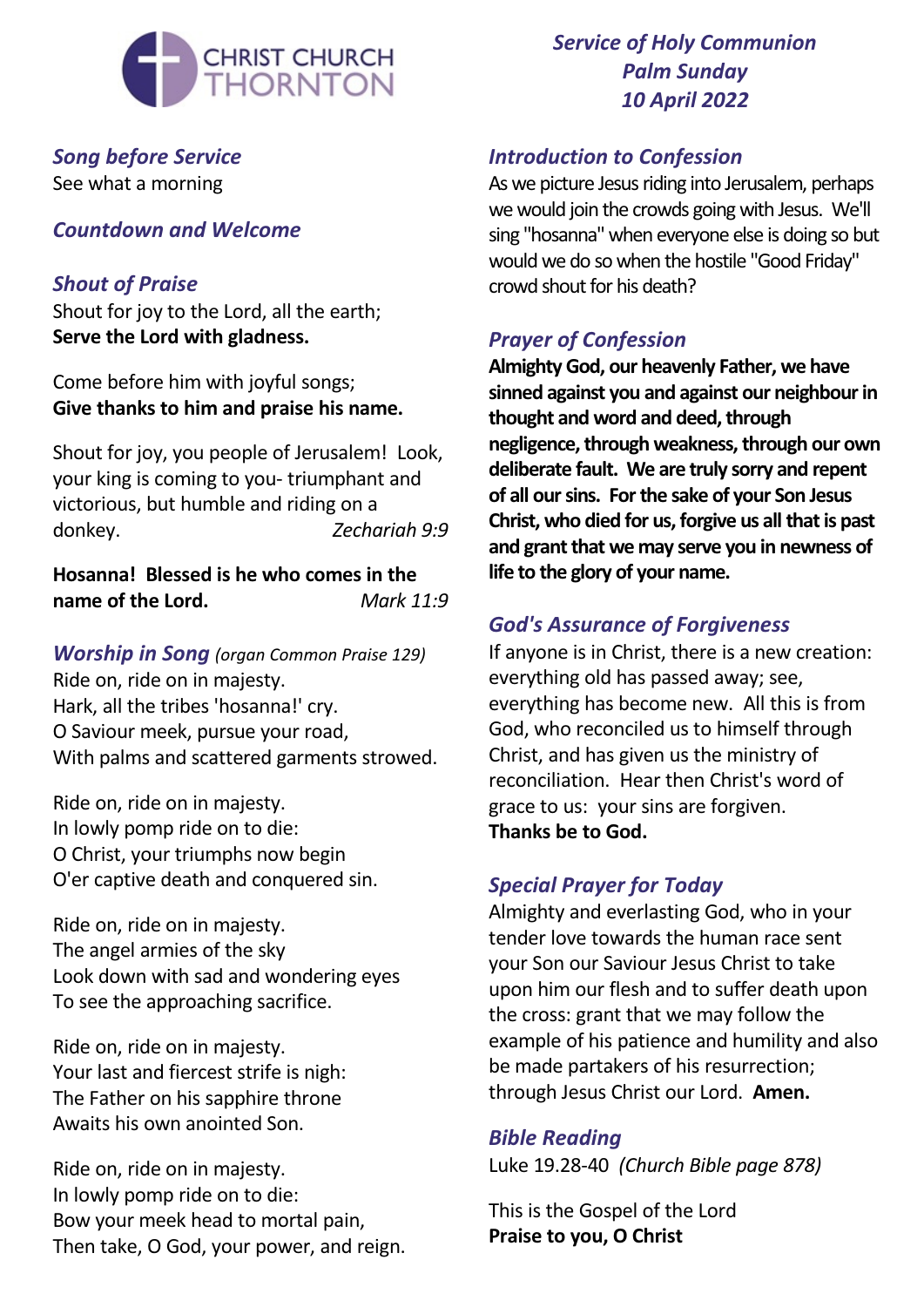CHRIST CHURCH THORNTON

## *Service of Holy Communion*
## *Palm Sunday*
## *10 April 2022*

### *Song before Service*

See what a morning

### *Countdown and Welcome*

### *Shout of Praise*

Shout for joy to the Lord, all the earth;
**Serve the Lord with gladness.**

Come before him with joyful songs;
**Give thanks to him and praise his name.**

Shout for joy, you people of Jerusalem! Look, your king is coming to you- triumphant and victorious, but humble and riding on a donkey. *Zechariah 9:9*

**Hosanna! Blessed is he who comes in the name of the Lord.** *Mark 11:9*

### *Worship in Song* *(organ Common Praise 129)*

Ride on, ride on in majesty.
Hark, all the tribes 'hosanna!' cry.
O Saviour meek, pursue your road,
With palms and scattered garments strowed.

Ride on, ride on in majesty.
In lowly pomp ride on to die:
O Christ, your triumphs now begin
O'er captive death and conquered sin.

Ride on, ride on in majesty.
The angel armies of the sky
Look down with sad and wondering eyes
To see the approaching sacrifice.

Ride on, ride on in majesty.
Your last and fiercest strife is nigh:
The Father on his sapphire throne
Awaits his own anointed Son.

Ride on, ride on in majesty.
In lowly pomp ride on to die:
Bow your meek head to mortal pain,
Then take, O God, your power, and reign.

### *Introduction to Confession*

As we picture Jesus riding into Jerusalem, perhaps we would join the crowds going with Jesus. We'll sing "hosanna" when everyone else is doing so but would we do so when the hostile "Good Friday" crowd shout for his death?

### *Prayer of Confession*

**Almighty God, our heavenly Father, we have sinned against you and against our neighbour in thought and word and deed, through negligence, through weakness, through our own deliberate fault. We are truly sorry and repent of all our sins. For the sake of your Son Jesus Christ, who died for us, forgive us all that is past and grant that we may serve you in newness of life to the glory of your name.**

### *God's Assurance of Forgiveness*

If anyone is in Christ, there is a new creation: everything old has passed away; see, everything has become new. All this is from God, who reconciled us to himself through Christ, and has given us the ministry of reconciliation. Hear then Christ's word of grace to us: your sins are forgiven.
**Thanks be to God.**

### *Special Prayer for Today*

Almighty and everlasting God, who in your tender love towards the human race sent your Son our Saviour Jesus Christ to take upon him our flesh and to suffer death upon the cross: grant that we may follow the example of his patience and humility and also be made partakers of his resurrection; through Jesus Christ our Lord. **Amen.**

### *Bible Reading*

Luke 19.28-40 *(Church Bible page 878)*

This is the Gospel of the Lord
**Praise to you, O Christ**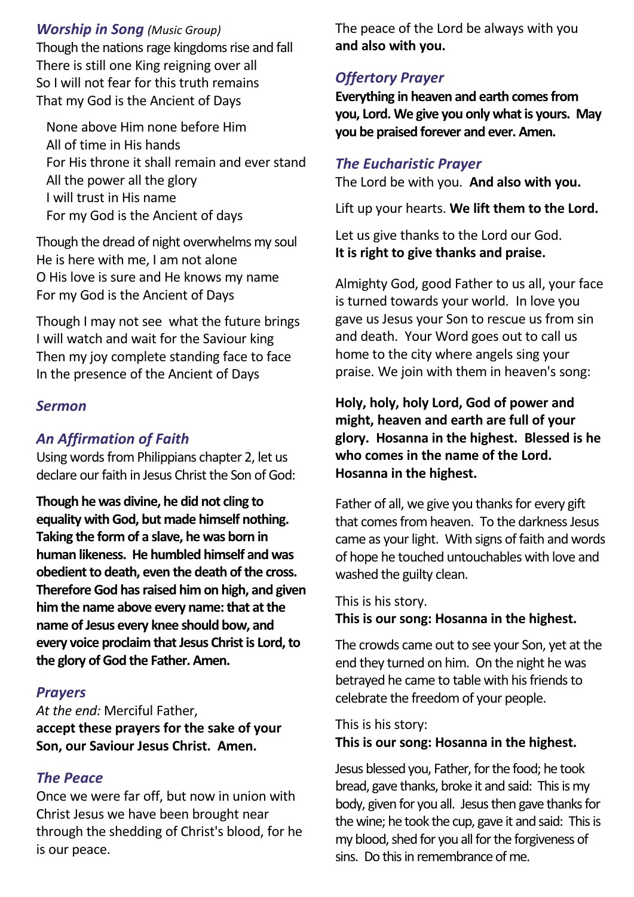### *Worship in Song* *(Music Group)*

Though the nations rage kingdoms rise and fall
There is still one King reigning over all
So I will not fear for this truth remains
That my God is the Ancient of Days

None above Him none before Him
All of time in His hands
For His throne it shall remain and ever stand
All the power all the glory
I will trust in His name
For my God is the Ancient of days

Though the dread of night overwhelms my soul
He is here with me, I am not alone
O His love is sure and He knows my name
For my God is the Ancient of Days

Though I may not see what the future brings
I will watch and wait for the Saviour king
Then my joy complete standing face to face
In the presence of the Ancient of Days

### *Sermon*

### *An Affirmation of Faith*

Using words from Philippians chapter 2, let us declare our faith in Jesus Christ the Son of God:

**Though he was divine, he did not cling to equality with God, but made himself nothing. Taking the form of a slave, he was born in human likeness. He humbled himself and was obedient to death, even the death of the cross. Therefore God has raised him on high, and given him the name above every name: that at the name of Jesus every knee should bow, and every voice proclaim that Jesus Christ is Lord, to the glory of God the Father. Amen.**

### *Prayers*

*At the end:* Merciful Father,
**accept these prayers for the sake of your Son, our Saviour Jesus Christ. Amen.**

### *The Peace*

Once we were far off, but now in union with Christ Jesus we have been brought near through the shedding of Christ's blood, for he is our peace.

The peace of the Lord be always with you
**and also with you.**

### *Offertory Prayer*

**Everything in heaven and earth comes from you, Lord. We give you only what is yours. May you be praised forever and ever. Amen.**

### *The Eucharistic Prayer*

The Lord be with you. **And also with you.**

Lift up your hearts. **We lift them to the Lord.**

Let us give thanks to the Lord our God.
**It is right to give thanks and praise.**

Almighty God, good Father to us all, your face is turned towards your world. In love you gave us Jesus your Son to rescue us from sin and death. Your Word goes out to call us home to the city where angels sing your praise. We join with them in heaven's song:

**Holy, holy, holy Lord, God of power and might, heaven and earth are full of your glory. Hosanna in the highest. Blessed is he who comes in the name of the Lord. Hosanna in the highest.**

Father of all, we give you thanks for every gift that comes from heaven. To the darkness Jesus came as your light. With signs of faith and words of hope he touched untouchables with love and washed the guilty clean.

This is his story.
**This is our song: Hosanna in the highest.**

The crowds came out to see your Son, yet at the end they turned on him. On the night he was betrayed he came to table with his friends to celebrate the freedom of your people.

This is his story:
**This is our song: Hosanna in the highest.**

Jesus blessed you, Father, for the food; he took bread, gave thanks, broke it and said: This is my body, given for you all. Jesus then gave thanks for the wine; he took the cup, gave it and said: This is my blood, shed for you all for the forgiveness of sins. Do this in remembrance of me.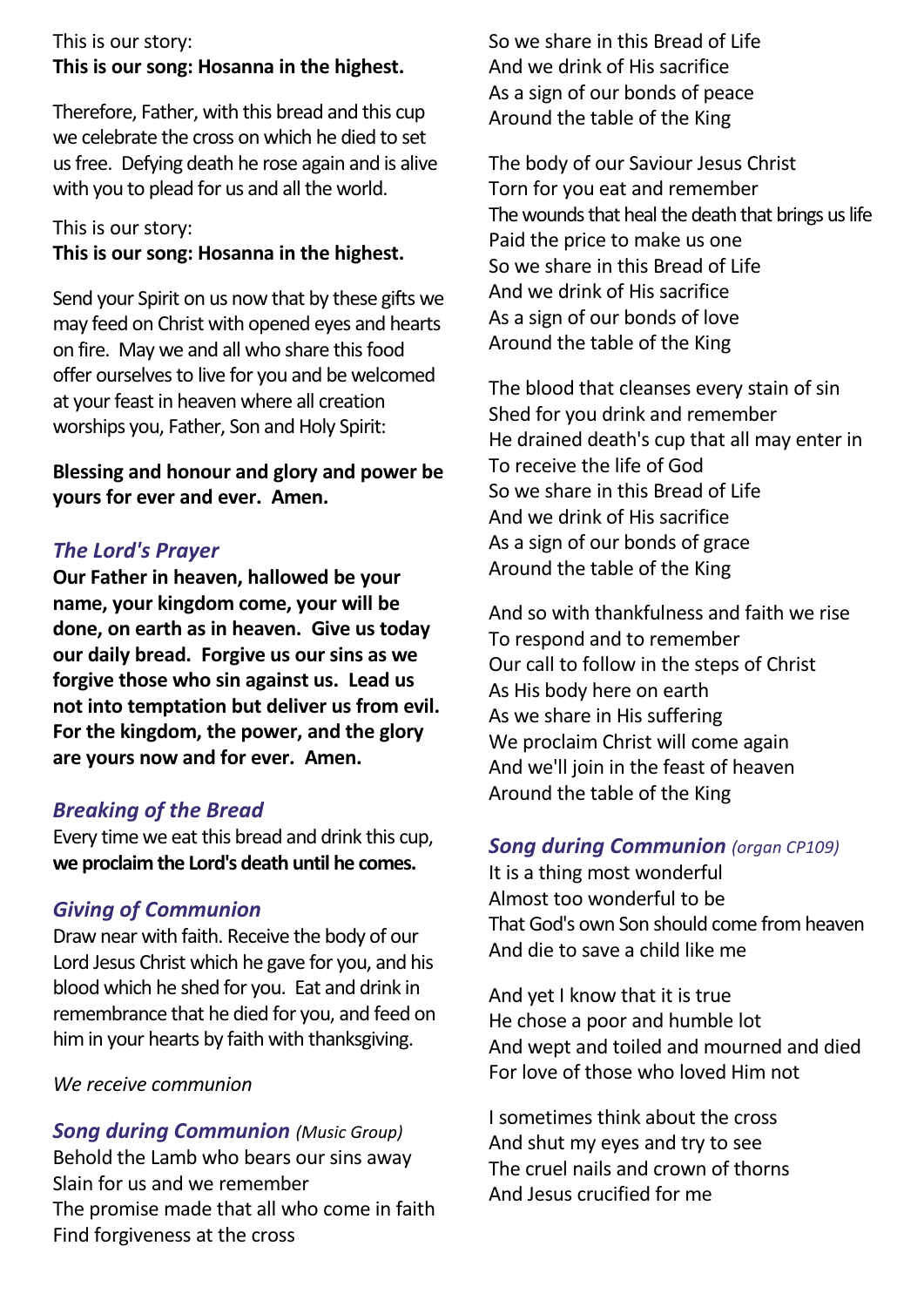This is our story:
**This is our song: Hosanna in the highest.**

Therefore, Father, with this bread and this cup we celebrate the cross on which he died to set us free. Defying death he rose again and is alive with you to plead for us and all the world.

This is our story:
**This is our song: Hosanna in the highest.**

Send your Spirit on us now that by these gifts we may feed on Christ with opened eyes and hearts on fire. May we and all who share this food offer ourselves to live for you and be welcomed at your feast in heaven where all creation worships you, Father, Son and Holy Spirit:

**Blessing and honour and glory and power be yours for ever and ever. Amen.**

## *The Lord's Prayer*

**Our Father in heaven, hallowed be your name, your kingdom come, your will be done, on earth as in heaven. Give us today our daily bread. Forgive us our sins as we forgive those who sin against us. Lead us not into temptation but deliver us from evil. For the kingdom, the power, and the glory are yours now and for ever. Amen.**

## *Breaking of the Bread*

Every time we eat this bread and drink this cup,
**we proclaim the Lord's death until he comes.**

## *Giving of Communion*

Draw near with faith. Receive the body of our Lord Jesus Christ which he gave for you, and his blood which he shed for you. Eat and drink in remembrance that he died for you, and feed on him in your hearts by faith with thanksgiving.

*We receive communion*

## *Song during Communion* *(Music Group)*

Behold the Lamb who bears our sins away
Slain for us and we remember
The promise made that all who come in faith
Find forgiveness at the cross
So we share in this Bread of Life
And we drink of His sacrifice
As a sign of our bonds of peace
Around the table of the King

The body of our Saviour Jesus Christ
Torn for you eat and remember
The wounds that heal the death that brings us life
Paid the price to make us one
So we share in this Bread of Life
And we drink of His sacrifice
As a sign of our bonds of love
Around the table of the King

The blood that cleanses every stain of sin
Shed for you drink and remember
He drained death's cup that all may enter in
To receive the life of God
So we share in this Bread of Life
And we drink of His sacrifice
As a sign of our bonds of grace
Around the table of the King

And so with thankfulness and faith we rise
To respond and to remember
Our call to follow in the steps of Christ
As His body here on earth
As we share in His suffering
We proclaim Christ will come again
And we'll join in the feast of heaven
Around the table of the King

## *Song during Communion* *(organ CP109)*

It is a thing most wonderful
Almost too wonderful to be
That God's own Son should come from heaven
And die to save a child like me

And yet I know that it is true
He chose a poor and humble lot
And wept and toiled and mourned and died
For love of those who loved Him not

I sometimes think about the cross
And shut my eyes and try to see
The cruel nails and crown of thorns
And Jesus crucified for me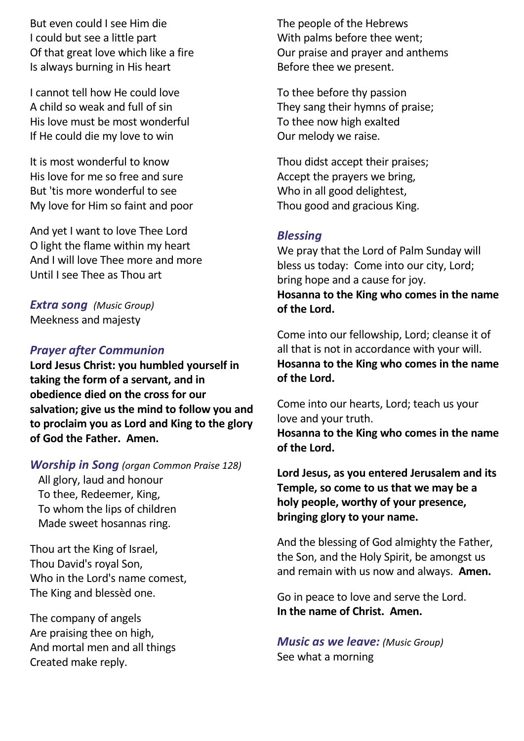But even could I see Him die
I could but see a little part
Of that great love which like a fire
Is always burning in His heart

I cannot tell how He could love
A child so weak and full of sin
His love must be most wonderful
If He could die my love to win

It is most wonderful to know
His love for me so free and sure
But 'tis more wonderful to see
My love for Him so faint and poor

And yet I want to love Thee Lord
O light the flame within my heart
And I will love Thee more and more
Until I see Thee as Thou art

### *Extra song* *(Music Group)*

Meekness and majesty

### *Prayer after Communion*

**Lord Jesus Christ: you humbled yourself in taking the form of a servant, and in obedience died on the cross for our salvation; give us the mind to follow you and to proclaim you as Lord and King to the glory of God the Father. Amen.**

### *Worship in Song* *(organ Common Praise 128)*

All glory, laud and honour
To thee, Redeemer, King,
To whom the lips of children
Made sweet hosannas ring.

Thou art the King of Israel,
Thou David's royal Son,
Who in the Lord's name comest,
The King and blessèd one.

The company of angels
Are praising thee on high,
And mortal men and all things
Created make reply.

The people of the Hebrews
With palms before thee went;
Our praise and prayer and anthems
Before thee we present.

To thee before thy passion
They sang their hymns of praise;
To thee now high exalted
Our melody we raise.

Thou didst accept their praises;
Accept the prayers we bring,
Who in all good delightest,
Thou good and gracious King.

### *Blessing*

We pray that the Lord of Palm Sunday will bless us today: Come into our city, Lord; bring hope and a cause for joy.
**Hosanna to the King who comes in the name of the Lord.**

Come into our fellowship, Lord; cleanse it of all that is not in accordance with your will.
**Hosanna to the King who comes in the name of the Lord.**

Come into our hearts, Lord; teach us your love and your truth.
**Hosanna to the King who comes in the name of the Lord.**

**Lord Jesus, as you entered Jerusalem and its Temple, so come to us that we may be a holy people, worthy of your presence, bringing glory to your name.**

And the blessing of God almighty the Father, the Son, and the Holy Spirit, be amongst us and remain with us now and always. **Amen.**

Go in peace to love and serve the Lord.
**In the name of Christ. Amen.**

### *Music as we leave:* *(Music Group)*

See what a morning